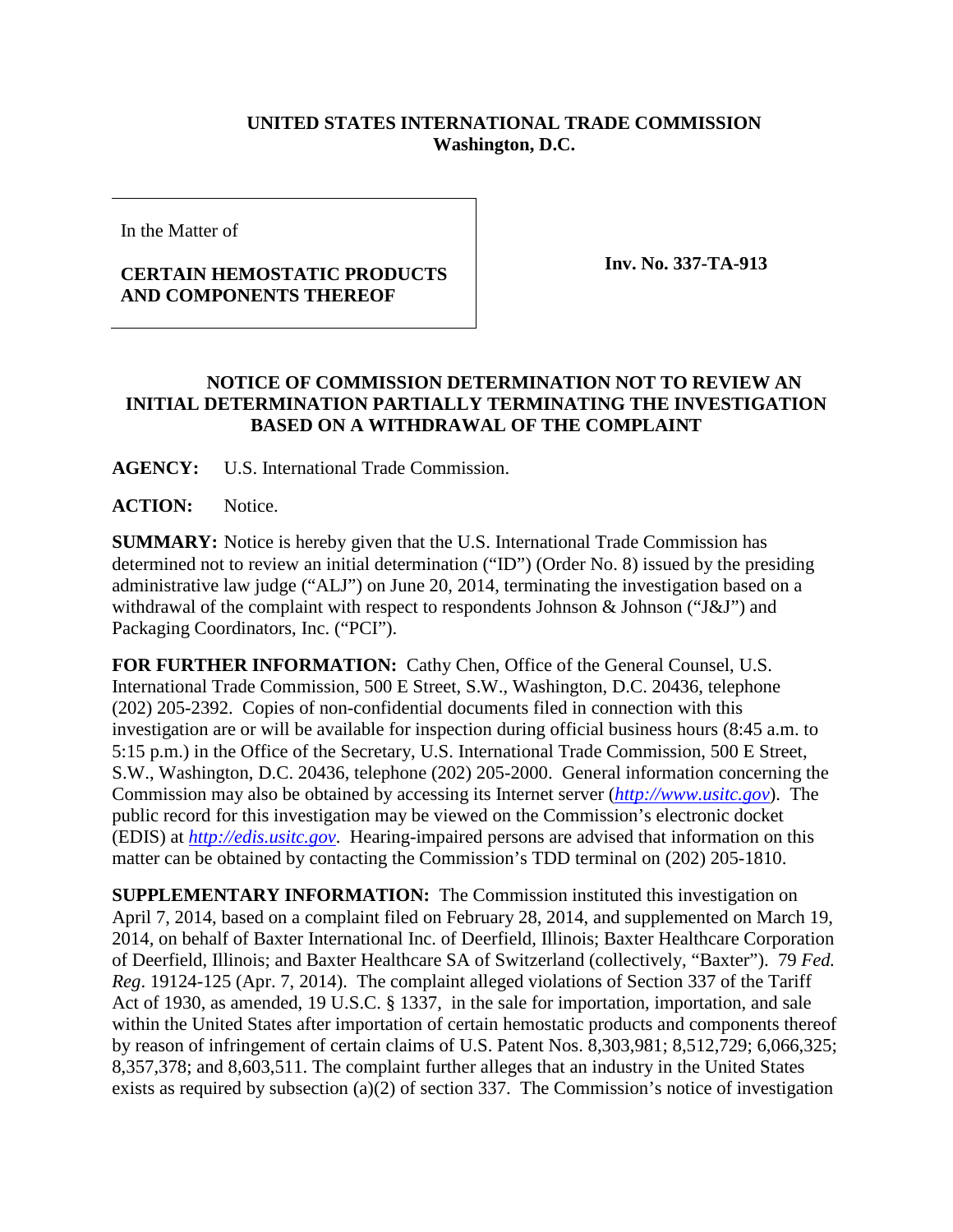**UNITED STATES INTERNATIONAL TRADE COMMISSION**
**Washington, D.C.**

| In the Matter of<br><br>**CERTAIN HEMOSTATIC PRODUCTS AND COMPONENTS THEREOF** | **Inv. No. 337-TA-913** |
|---|---|

**NOTICE OF COMMISSION DETERMINATION NOT TO REVIEW AN INITIAL DETERMINATION PARTIALLY TERMINATING THE INVESTIGATION BASED ON A WITHDRAWAL OF THE COMPLAINT**

**AGENCY:** U.S. International Trade Commission.

**ACTION:** Notice.

**SUMMARY:** Notice is hereby given that the U.S. International Trade Commission has determined not to review an initial determination ("ID") (Order No. 8) issued by the presiding administrative law judge ("ALJ") on June 20, 2014, terminating the investigation based on a withdrawal of the complaint with respect to respondents Johnson & Johnson ("J&J") and Packaging Coordinators, Inc. ("PCI").

**FOR FURTHER INFORMATION:** Cathy Chen, Office of the General Counsel, U.S. International Trade Commission, 500 E Street, S.W., Washington, D.C. 20436, telephone (202) 205-2392. Copies of non-confidential documents filed in connection with this investigation are or will be available for inspection during official business hours (8:45 a.m. to 5:15 p.m.) in the Office of the Secretary, U.S. International Trade Commission, 500 E Street, S.W., Washington, D.C. 20436, telephone (202) 205-2000. General information concerning the Commission may also be obtained by accessing its Internet server (*http://www.usitc.gov*). The public record for this investigation may be viewed on the Commission's electronic docket (EDIS) at *http://edis.usitc.gov*. Hearing-impaired persons are advised that information on this matter can be obtained by contacting the Commission's TDD terminal on (202) 205-1810.

**SUPPLEMENTARY INFORMATION:** The Commission instituted this investigation on April 7, 2014, based on a complaint filed on February 28, 2014, and supplemented on March 19, 2014, on behalf of Baxter International Inc. of Deerfield, Illinois; Baxter Healthcare Corporation of Deerfield, Illinois; and Baxter Healthcare SA of Switzerland (collectively, "Baxter"). 79 *Fed. Reg*. 19124-125 (Apr. 7, 2014). The complaint alleged violations of Section 337 of the Tariff Act of 1930, as amended, 19 U.S.C. § 1337, in the sale for importation, importation, and sale within the United States after importation of certain hemostatic products and components thereof by reason of infringement of certain claims of U.S. Patent Nos. 8,303,981; 8,512,729; 6,066,325; 8,357,378; and 8,603,511. The complaint further alleges that an industry in the United States exists as required by subsection (a)(2) of section 337. The Commission's notice of investigation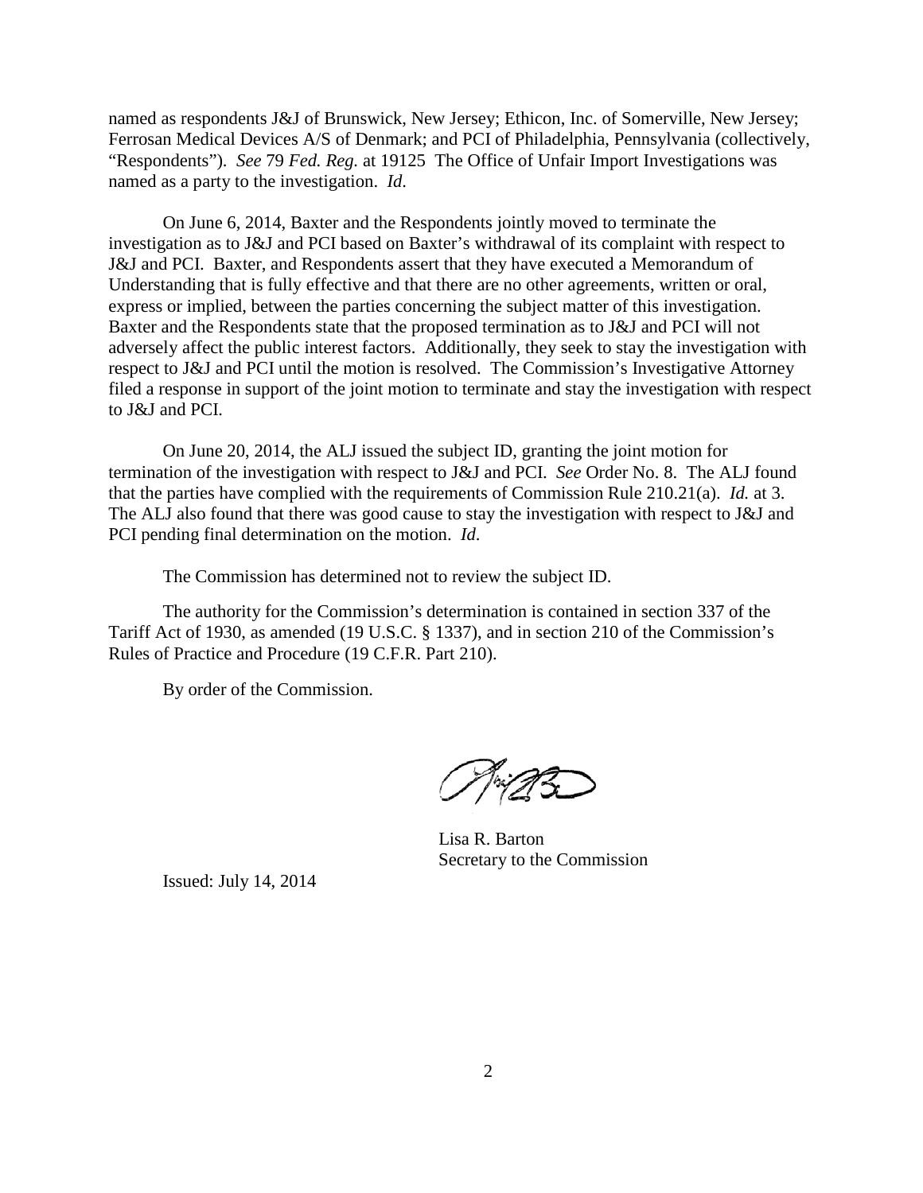named as respondents J&J of Brunswick, New Jersey; Ethicon, Inc. of Somerville, New Jersey; Ferrosan Medical Devices A/S of Denmark; and PCI of Philadelphia, Pennsylvania (collectively, "Respondents"). *See* 79 *Fed. Reg.* at 19125 The Office of Unfair Import Investigations was named as a party to the investigation. *Id*.

On June 6, 2014, Baxter and the Respondents jointly moved to terminate the investigation as to J&J and PCI based on Baxter's withdrawal of its complaint with respect to J&J and PCI. Baxter, and Respondents assert that they have executed a Memorandum of Understanding that is fully effective and that there are no other agreements, written or oral, express or implied, between the parties concerning the subject matter of this investigation. Baxter and the Respondents state that the proposed termination as to J&J and PCI will not adversely affect the public interest factors. Additionally, they seek to stay the investigation with respect to J&J and PCI until the motion is resolved. The Commission's Investigative Attorney filed a response in support of the joint motion to terminate and stay the investigation with respect to J&J and PCI.

On June 20, 2014, the ALJ issued the subject ID, granting the joint motion for termination of the investigation with respect to J&J and PCI. *See* Order No. 8. The ALJ found that the parties have complied with the requirements of Commission Rule 210.21(a). *Id.* at 3. The ALJ also found that there was good cause to stay the investigation with respect to J&J and PCI pending final determination on the motion. *Id*.

The Commission has determined not to review the subject ID.

The authority for the Commission's determination is contained in section 337 of the Tariff Act of 1930, as amended (19 U.S.C. § 1337), and in section 210 of the Commission's Rules of Practice and Procedure (19 C.F.R. Part 210).

By order of the Commission.

Lisa R. Barton
Secretary to the Commission

Issued: July 14, 2014